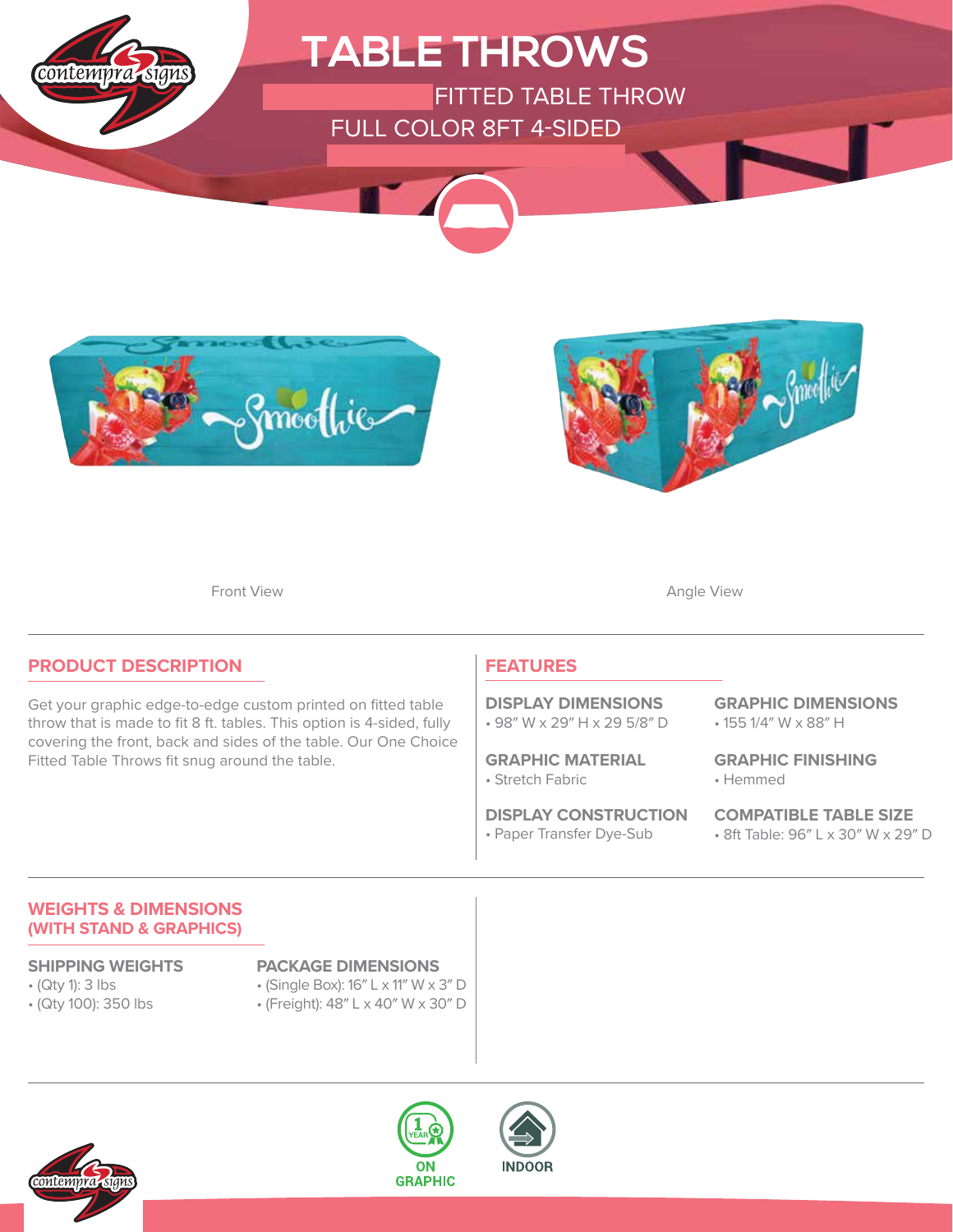# TABLE THROWS

FITTED TABLE THROW

FULL COLOR 8FT 4-SIDED

Front View

Angle View

## PRODUCT DESCRIPTION

Get your graphic edge-to-edge custom printed on fitted table throw that is made to fit 8 ft. tables. This option is 4-sided, fully covering the front, back and sides of the table. Our One Choice Fitted Table Throws fit snug around the table.

## FEATURES

### DISPLAY DIMENSIONS
- 98″ W x 29″ H x 29 5/8″ D

### GRAPHIC DIMENSIONS
- 155 1/4″ W x 88″ H

### GRAPHIC MATERIAL
- Stretch Fabric

### GRAPHIC FINISHING
- Hemmed

### DISPLAY CONSTRUCTION
- Paper Transfer Dye-Sub

### COMPATIBLE TABLE SIZE
- 8ft Table: 96″ L x 30″ W x 29″ D

## WEIGHTS & DIMENSIONS (WITH STAND & GRAPHICS)

### SHIPPING WEIGHTS
- (Qty 1): 3 lbs
- (Qty 100): 350 lbs

### PACKAGE DIMENSIONS
- (Single Box): 16″ L x 11″ W x 3″ D
- (Freight): 48″ L x 40″ W x 30″ D

1 YEAR ON GRAPHIC

INDOOR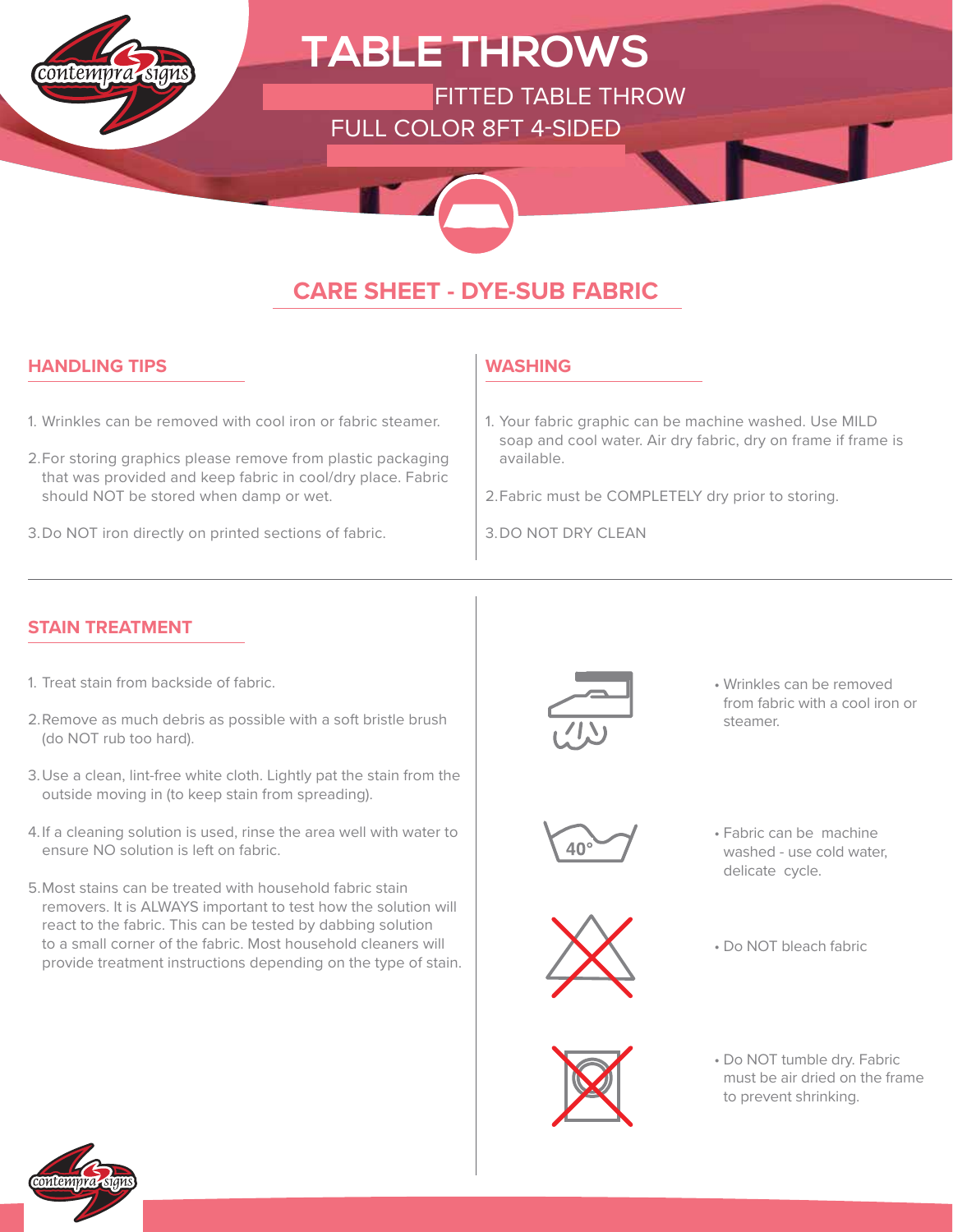# TABLE THROWS

FITTED TABLE THROW

FULL COLOR 8FT 4-SIDED

## CARE SHEET - DYE-SUB FABRIC

### HANDLING TIPS

1. Wrinkles can be removed with cool iron or fabric steamer.
2. For storing graphics please remove from plastic packaging that was provided and keep fabric in cool/dry place. Fabric should NOT be stored when damp or wet.
3. Do NOT iron directly on printed sections of fabric.

### WASHING

1. Your fabric graphic can be machine washed. Use MILD soap and cool water. Air dry fabric, dry on frame if frame is available.
2. Fabric must be COMPLETELY dry prior to storing.
3. DO NOT DRY CLEAN

### STAIN TREATMENT

1. Treat stain from backside of fabric.
2. Remove as much debris as possible with a soft bristle brush (do NOT rub too hard).
3. Use a clean, lint-free white cloth. Lightly pat the stain from the outside moving in (to keep stain from spreading).
4. If a cleaning solution is used, rinse the area well with water to ensure NO solution is left on fabric.
5. Most stains can be treated with household fabric stain removers. It is ALWAYS important to test how the solution will react to the fabric. This can be tested by dabbing solution to a small corner of the fabric. Most household cleaners will provide treatment instructions depending on the type of stain.

- Wrinkles can be removed from fabric with a cool iron or steamer.

40°

- Fabric can be machine washed - use cold water, delicate cycle.
- Do NOT bleach fabric
- Do NOT tumble dry. Fabric must be air dried on the frame to prevent shrinking.